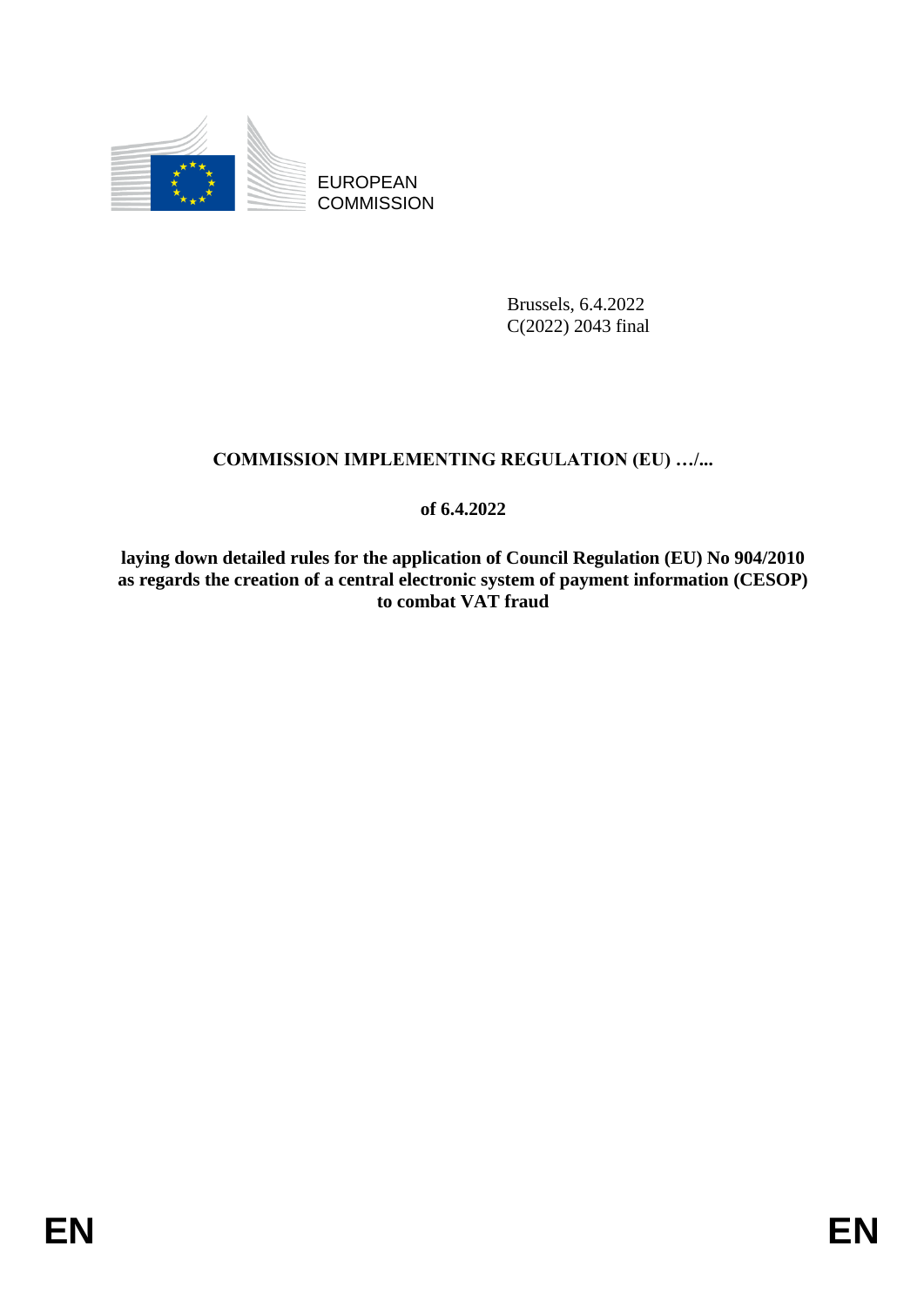EUROPEAN COMMISSION

Brussels, 6.4.2022
C(2022) 2043 final

# COMMISSION IMPLEMENTING REGULATION (EU) …/...

## of 6.4.2022

## laying down detailed rules for the application of Council Regulation (EU) No 904/2010 as regards the creation of a central electronic system of payment information (CESOP) to combat VAT fraud

EN EN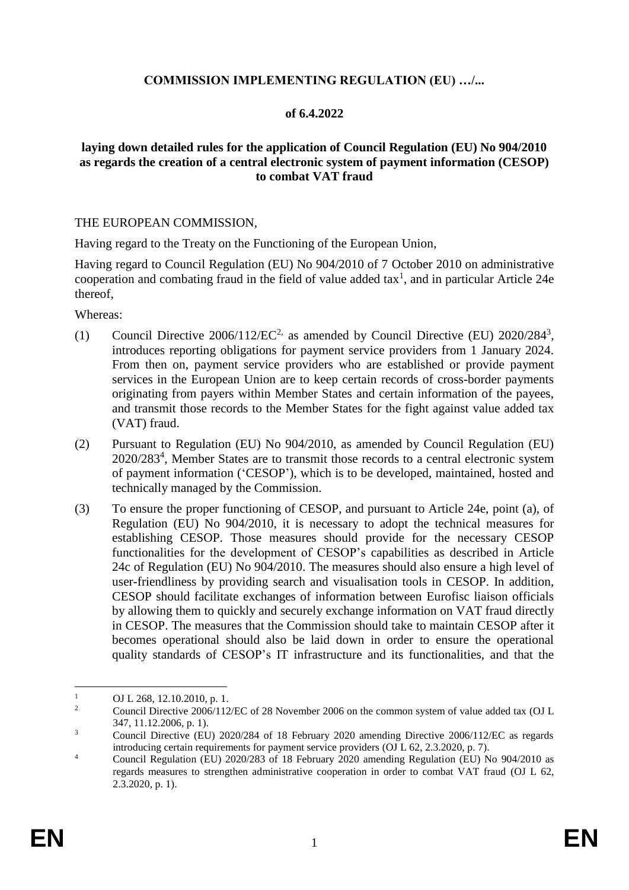**COMMISSION IMPLEMENTING REGULATION (EU) …/...**

**of 6.4.2022**

**laying down detailed rules for the application of Council Regulation (EU) No 904/2010 as regards the creation of a central electronic system of payment information (CESOP) to combat VAT fraud**

THE EUROPEAN COMMISSION,

Having regard to the Treaty on the Functioning of the European Union,

Having regard to Council Regulation (EU) No 904/2010 of 7 October 2010 on administrative cooperation and combating fraud in the field of value added tax[1], and in particular Article 24e thereof,

Whereas:

(1) Council Directive 2006/112/EC[2], as amended by Council Directive (EU) 2020/284[3], introduces reporting obligations for payment service providers from 1 January 2024. From then on, payment service providers who are established or provide payment services in the European Union are to keep certain records of cross-border payments originating from payers within Member States and certain information of the payees, and transmit those records to the Member States for the fight against value added tax (VAT) fraud.

(2) Pursuant to Regulation (EU) No 904/2010, as amended by Council Regulation (EU) 2020/283[4], Member States are to transmit those records to a central electronic system of payment information ('CESOP'), which is to be developed, maintained, hosted and technically managed by the Commission.

(3) To ensure the proper functioning of CESOP, and pursuant to Article 24e, point (a), of Regulation (EU) No 904/2010, it is necessary to adopt the technical measures for establishing CESOP. Those measures should provide for the necessary CESOP functionalities for the development of CESOP's capabilities as described in Article 24c of Regulation (EU) No 904/2010. The measures should also ensure a high level of user-friendliness by providing search and visualisation tools in CESOP. In addition, CESOP should facilitate exchanges of information between Eurofisc liaison officials by allowing them to quickly and securely exchange information on VAT fraud directly in CESOP. The measures that the Commission should take to maintain CESOP after it becomes operational should also be laid down in order to ensure the operational quality standards of CESOP's IT infrastructure and its functionalities, and that the

---

[1] OJ L 268, 12.10.2010, p. 1.

[2] Council Directive 2006/112/EC of 28 November 2006 on the common system of value added tax (OJ L 347, 11.12.2006, p. 1).

[3] Council Directive (EU) 2020/284 of 18 February 2020 amending Directive 2006/112/EC as regards introducing certain requirements for payment service providers (OJ L 62, 2.3.2020, p. 7).

[4] Council Regulation (EU) 2020/283 of 18 February 2020 amending Regulation (EU) No 904/2010 as regards measures to strengthen administrative cooperation in order to combat VAT fraud (OJ L 62, 2.3.2020, p. 1).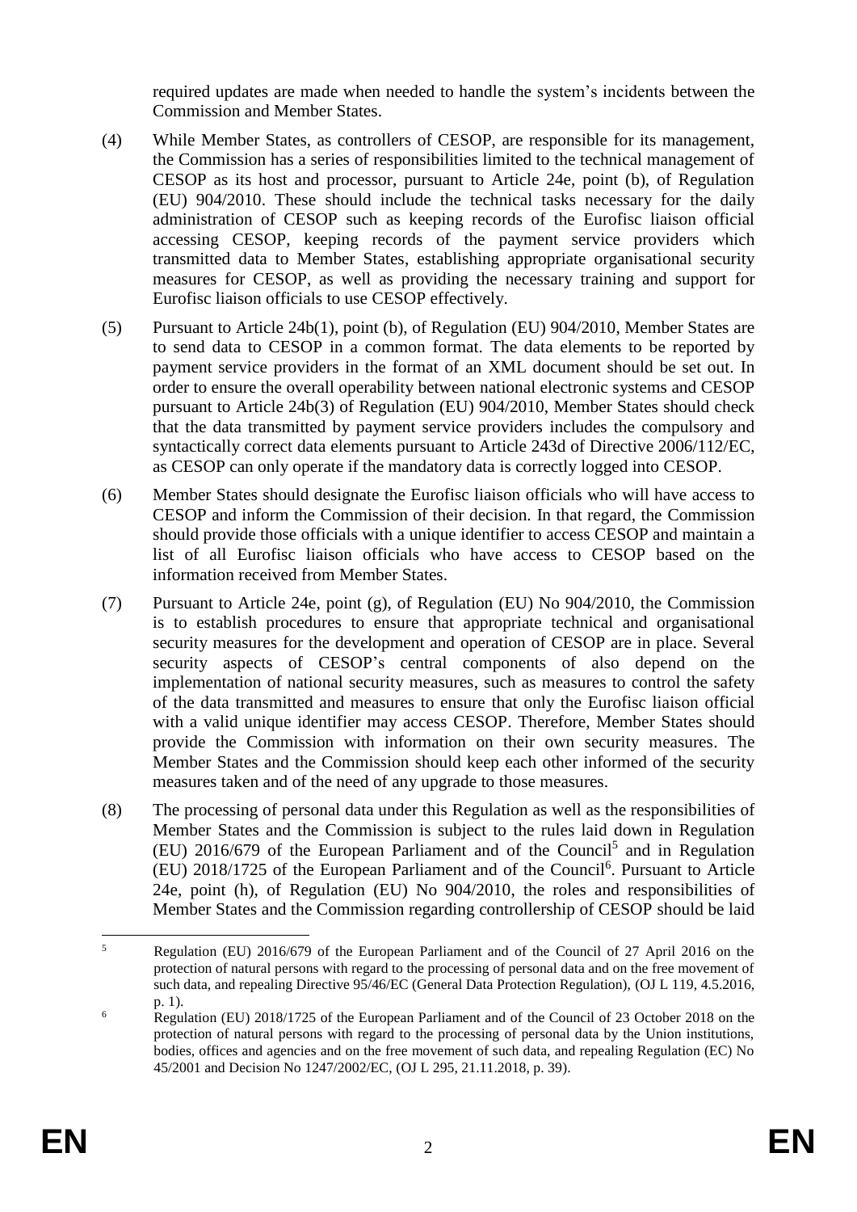required updates are made when needed to handle the system's incidents between the Commission and Member States.

(4) While Member States, as controllers of CESOP, are responsible for its management, the Commission has a series of responsibilities limited to the technical management of CESOP as its host and processor, pursuant to Article 24e, point (b), of Regulation (EU) 904/2010. These should include the technical tasks necessary for the daily administration of CESOP such as keeping records of the Eurofisc liaison official accessing CESOP, keeping records of the payment service providers which transmitted data to Member States, establishing appropriate organisational security measures for CESOP, as well as providing the necessary training and support for Eurofisc liaison officials to use CESOP effectively.

(5) Pursuant to Article 24b(1), point (b), of Regulation (EU) 904/2010, Member States are to send data to CESOP in a common format. The data elements to be reported by payment service providers in the format of an XML document should be set out. In order to ensure the overall operability between national electronic systems and CESOP pursuant to Article 24b(3) of Regulation (EU) 904/2010, Member States should check that the data transmitted by payment service providers includes the compulsory and syntactically correct data elements pursuant to Article 243d of Directive 2006/112/EC, as CESOP can only operate if the mandatory data is correctly logged into CESOP.

(6) Member States should designate the Eurofisc liaison officials who will have access to CESOP and inform the Commission of their decision. In that regard, the Commission should provide those officials with a unique identifier to access CESOP and maintain a list of all Eurofisc liaison officials who have access to CESOP based on the information received from Member States.

(7) Pursuant to Article 24e, point (g), of Regulation (EU) No 904/2010, the Commission is to establish procedures to ensure that appropriate technical and organisational security measures for the development and operation of CESOP are in place. Several security aspects of CESOP's central components of also depend on the implementation of national security measures, such as measures to control the safety of the data transmitted and measures to ensure that only the Eurofisc liaison official with a valid unique identifier may access CESOP. Therefore, Member States should provide the Commission with information on their own security measures. The Member States and the Commission should keep each other informed of the security measures taken and of the need of any upgrade to those measures.

(8) The processing of personal data under this Regulation as well as the responsibilities of Member States and the Commission is subject to the rules laid down in Regulation (EU) 2016/679 of the European Parliament and of the Council[5] and in Regulation (EU) 2018/1725 of the European Parliament and of the Council[6]. Pursuant to Article 24e, point (h), of Regulation (EU) No 904/2010, the roles and responsibilities of Member States and the Commission regarding controllership of CESOP should be laid

---

[5] Regulation (EU) 2016/679 of the European Parliament and of the Council of 27 April 2016 on the protection of natural persons with regard to the processing of personal data and on the free movement of such data, and repealing Directive 95/46/EC (General Data Protection Regulation), (OJ L 119, 4.5.2016, p. 1).

[6] Regulation (EU) 2018/1725 of the European Parliament and of the Council of 23 October 2018 on the protection of natural persons with regard to the processing of personal data by the Union institutions, bodies, offices and agencies and on the free movement of such data, and repealing Regulation (EC) No 45/2001 and Decision No 1247/2002/EC, (OJ L 295, 21.11.2018, p. 39).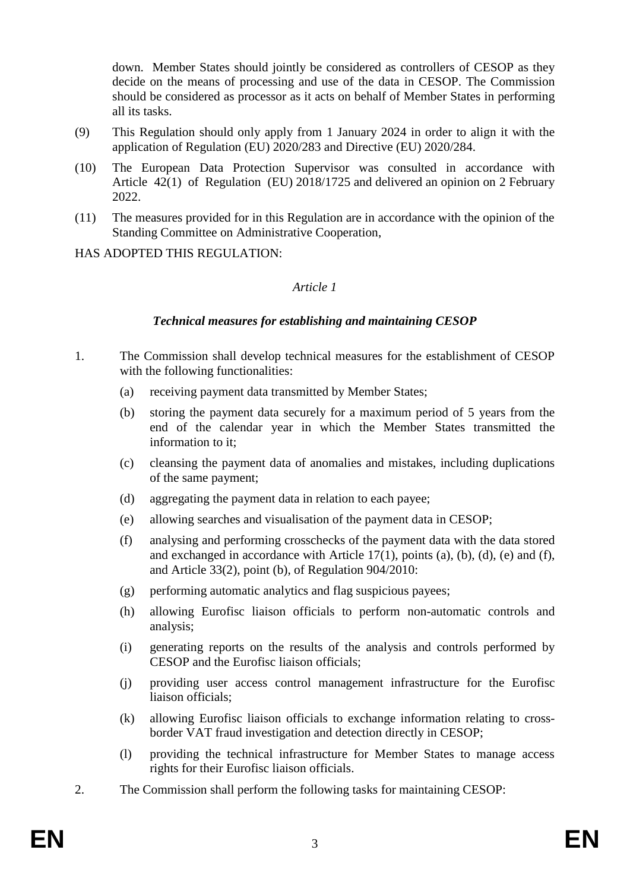down. Member States should jointly be considered as controllers of CESOP as they decide on the means of processing and use of the data in CESOP. The Commission should be considered as processor as it acts on behalf of Member States in performing all its tasks.

(9) This Regulation should only apply from 1 January 2024 in order to align it with the application of Regulation (EU) 2020/283 and Directive (EU) 2020/284.

(10) The European Data Protection Supervisor was consulted in accordance with Article 42(1) of Regulation (EU) 2018/1725 and delivered an opinion on 2 February 2022.

(11) The measures provided for in this Regulation are in accordance with the opinion of the Standing Committee on Administrative Cooperation,

HAS ADOPTED THIS REGULATION:

*Article 1*

***Technical measures for establishing and maintaining CESOP***

1. The Commission shall develop technical measures for the establishment of CESOP with the following functionalities:

   (a) receiving payment data transmitted by Member States;

   (b) storing the payment data securely for a maximum period of 5 years from the end of the calendar year in which the Member States transmitted the information to it;

   (c) cleansing the payment data of anomalies and mistakes, including duplications of the same payment;

   (d) aggregating the payment data in relation to each payee;

   (e) allowing searches and visualisation of the payment data in CESOP;

   (f) analysing and performing crosschecks of the payment data with the data stored and exchanged in accordance with Article 17(1), points (a), (b), (d), (e) and (f), and Article 33(2), point (b), of Regulation 904/2010:

   (g) performing automatic analytics and flag suspicious payees;

   (h) allowing Eurofisc liaison officials to perform non-automatic controls and analysis;

   (i) generating reports on the results of the analysis and controls performed by CESOP and the Eurofisc liaison officials;

   (j) providing user access control management infrastructure for the Eurofisc liaison officials;

   (k) allowing Eurofisc liaison officials to exchange information relating to cross-border VAT fraud investigation and detection directly in CESOP;

   (l) providing the technical infrastructure for Member States to manage access rights for their Eurofisc liaison officials.

2. The Commission shall perform the following tasks for maintaining CESOP: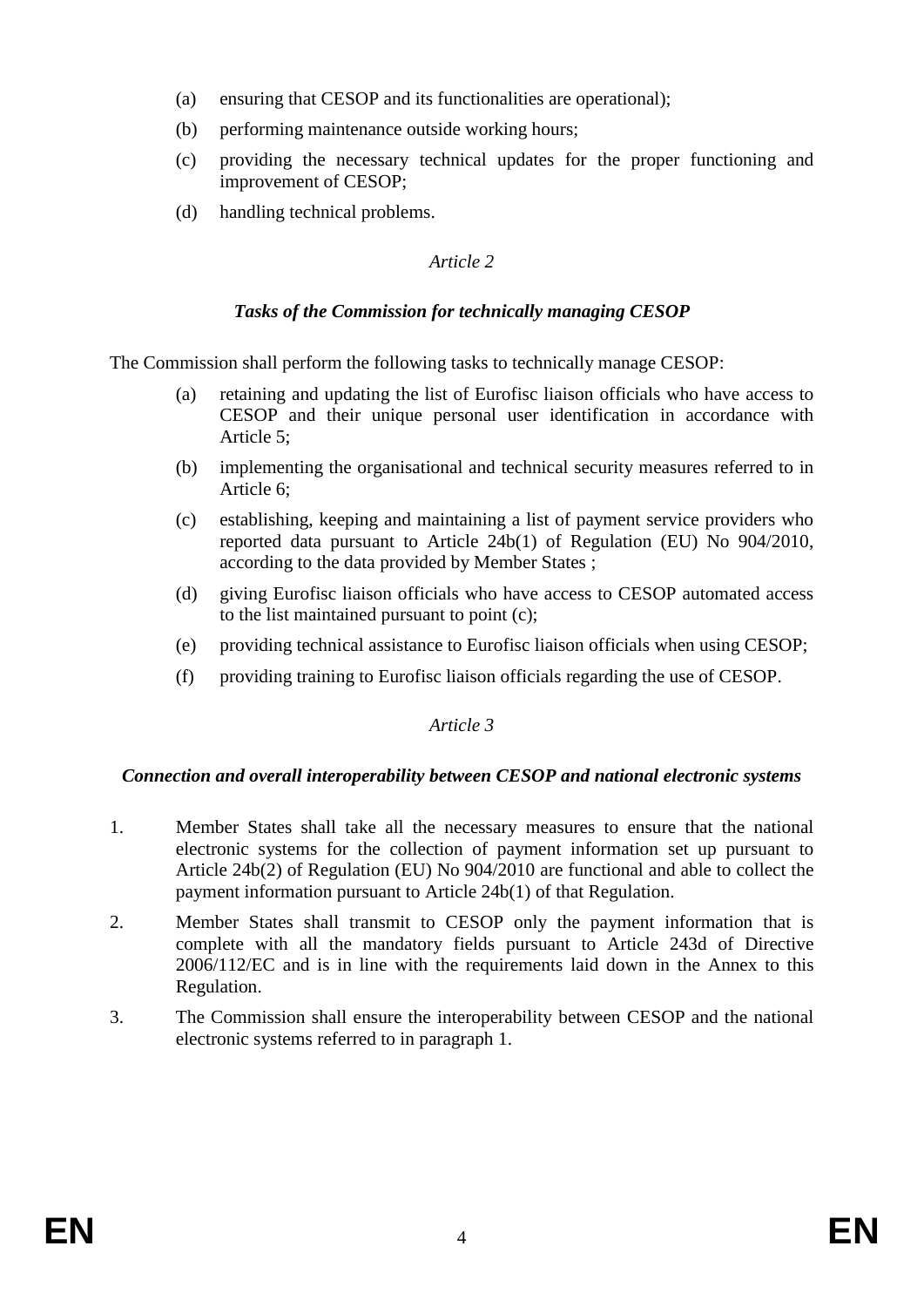(a) ensuring that CESOP and its functionalities are operational);

(b) performing maintenance outside working hours;

(c) providing the necessary technical updates for the proper functioning and improvement of CESOP;

(d) handling technical problems.

*Article 2*

***Tasks of the Commission for technically managing CESOP***

The Commission shall perform the following tasks to technically manage CESOP:

(a) retaining and updating the list of Eurofisc liaison officials who have access to CESOP and their unique personal user identification in accordance with Article 5;

(b) implementing the organisational and technical security measures referred to in Article 6;

(c) establishing, keeping and maintaining a list of payment service providers who reported data pursuant to Article 24b(1) of Regulation (EU) No 904/2010, according to the data provided by Member States ;

(d) giving Eurofisc liaison officials who have access to CESOP automated access to the list maintained pursuant to point (c);

(e) providing technical assistance to Eurofisc liaison officials when using CESOP;

(f) providing training to Eurofisc liaison officials regarding the use of CESOP.

*Article 3*

***Connection and overall interoperability between CESOP and national electronic systems***

1. Member States shall take all the necessary measures to ensure that the national electronic systems for the collection of payment information set up pursuant to Article 24b(2) of Regulation (EU) No 904/2010 are functional and able to collect the payment information pursuant to Article 24b(1) of that Regulation.

2. Member States shall transmit to CESOP only the payment information that is complete with all the mandatory fields pursuant to Article 243d of Directive 2006/112/EC and is in line with the requirements laid down in the Annex to this Regulation.

3. The Commission shall ensure the interoperability between CESOP and the national electronic systems referred to in paragraph 1.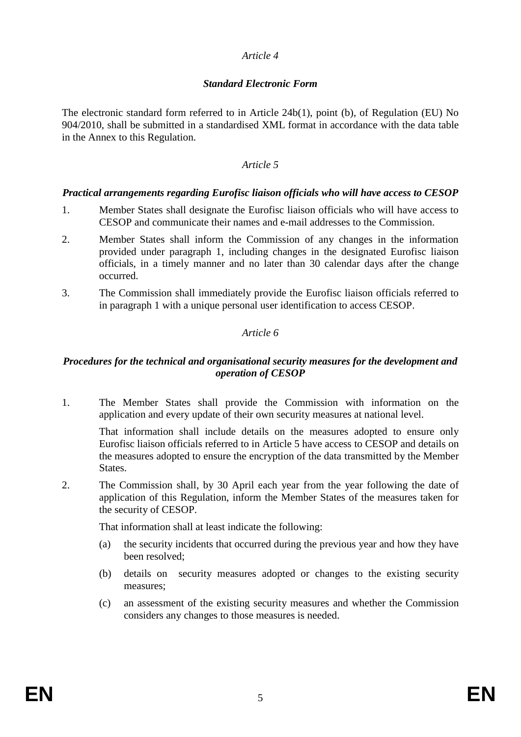*Article 4*

***Standard Electronic Form***

The electronic standard form referred to in Article 24b(1), point (b), of Regulation (EU) No 904/2010, shall be submitted in a standardised XML format in accordance with the data table in the Annex to this Regulation.

*Article 5*

***Practical arrangements regarding Eurofisc liaison officials who will have access to CESOP***

1. Member States shall designate the Eurofisc liaison officials who will have access to CESOP and communicate their names and e-mail addresses to the Commission.
2. Member States shall inform the Commission of any changes in the information provided under paragraph 1, including changes in the designated Eurofisc liaison officials, in a timely manner and no later than 30 calendar days after the change occurred.
3. The Commission shall immediately provide the Eurofisc liaison officials referred to in paragraph 1 with a unique personal user identification to access CESOP.

*Article 6*

***Procedures for the technical and organisational security measures for the development and operation of CESOP***

1. The Member States shall provide the Commission with information on the application and every update of their own security measures at national level.

   That information shall include details on the measures adopted to ensure only Eurofisc liaison officials referred to in Article 5 have access to CESOP and details on the measures adopted to ensure the encryption of the data transmitted by the Member States.

2. The Commission shall, by 30 April each year from the year following the date of application of this Regulation, inform the Member States of the measures taken for the security of CESOP.

   That information shall at least indicate the following:

   (a) the security incidents that occurred during the previous year and how they have been resolved;

   (b) details on security measures adopted or changes to the existing security measures;

   (c) an assessment of the existing security measures and whether the Commission considers any changes to those measures is needed.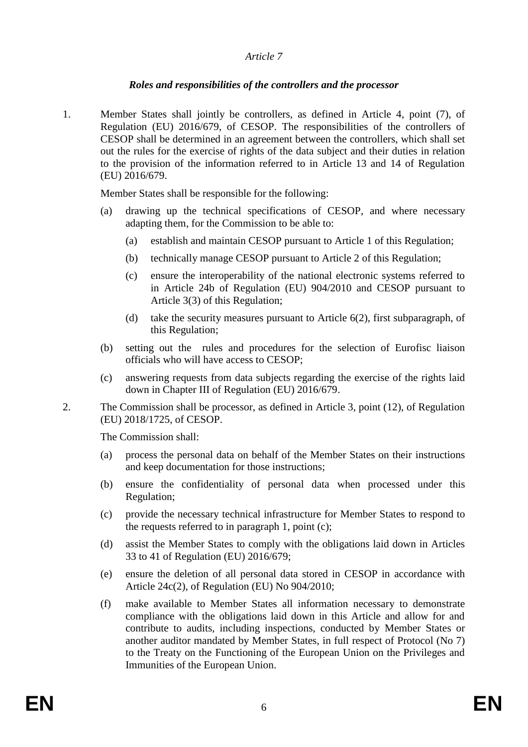*Article 7*

***Roles and responsibilities of the controllers and the processor***

1. Member States shall jointly be controllers, as defined in Article 4, point (7), of Regulation (EU) 2016/679, of CESOP. The responsibilities of the controllers of CESOP shall be determined in an agreement between the controllers, which shall set out the rules for the exercise of rights of the data subject and their duties in relation to the provision of the information referred to in Article 13 and 14 of Regulation (EU) 2016/679.

   Member States shall be responsible for the following:

   (a) drawing up the technical specifications of CESOP, and where necessary adapting them, for the Commission to be able to:

      (a) establish and maintain CESOP pursuant to Article 1 of this Regulation;

      (b) technically manage CESOP pursuant to Article 2 of this Regulation;

      (c) ensure the interoperability of the national electronic systems referred to in Article 24b of Regulation (EU) 904/2010 and CESOP pursuant to Article 3(3) of this Regulation;

      (d) take the security measures pursuant to Article 6(2), first subparagraph, of this Regulation;

   (b) setting out the rules and procedures for the selection of Eurofisc liaison officials who will have access to CESOP;

   (c) answering requests from data subjects regarding the exercise of the rights laid down in Chapter III of Regulation (EU) 2016/679.

2. The Commission shall be processor, as defined in Article 3, point (12), of Regulation (EU) 2018/1725, of CESOP.

   The Commission shall:

   (a) process the personal data on behalf of the Member States on their instructions and keep documentation for those instructions;

   (b) ensure the confidentiality of personal data when processed under this Regulation;

   (c) provide the necessary technical infrastructure for Member States to respond to the requests referred to in paragraph 1, point (c);

   (d) assist the Member States to comply with the obligations laid down in Articles 33 to 41 of Regulation (EU) 2016/679;

   (e) ensure the deletion of all personal data stored in CESOP in accordance with Article 24c(2), of Regulation (EU) No 904/2010;

   (f) make available to Member States all information necessary to demonstrate compliance with the obligations laid down in this Article and allow for and contribute to audits, including inspections, conducted by Member States or another auditor mandated by Member States, in full respect of Protocol (No 7) to the Treaty on the Functioning of the European Union on the Privileges and Immunities of the European Union.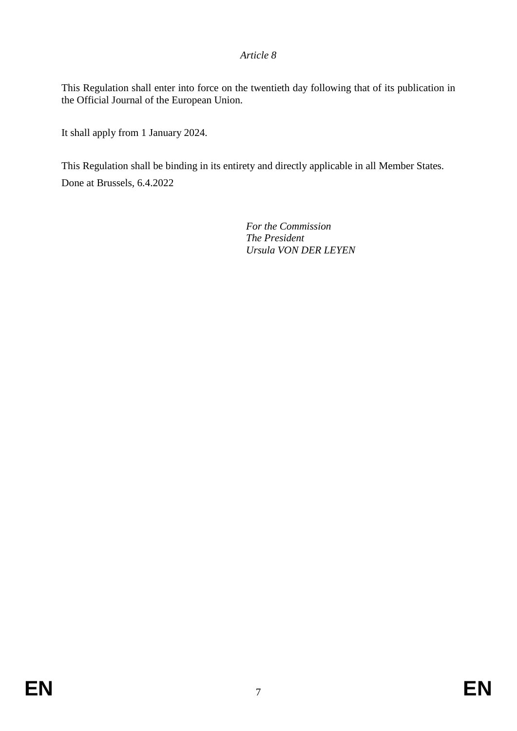*Article 8*

This Regulation shall enter into force on the twentieth day following that of its publication in the Official Journal of the European Union.

It shall apply from 1 January 2024.

This Regulation shall be binding in its entirety and directly applicable in all Member States.

Done at Brussels, 6.4.2022

*For the Commission*
*The President*
*Ursula VON DER LEYEN*